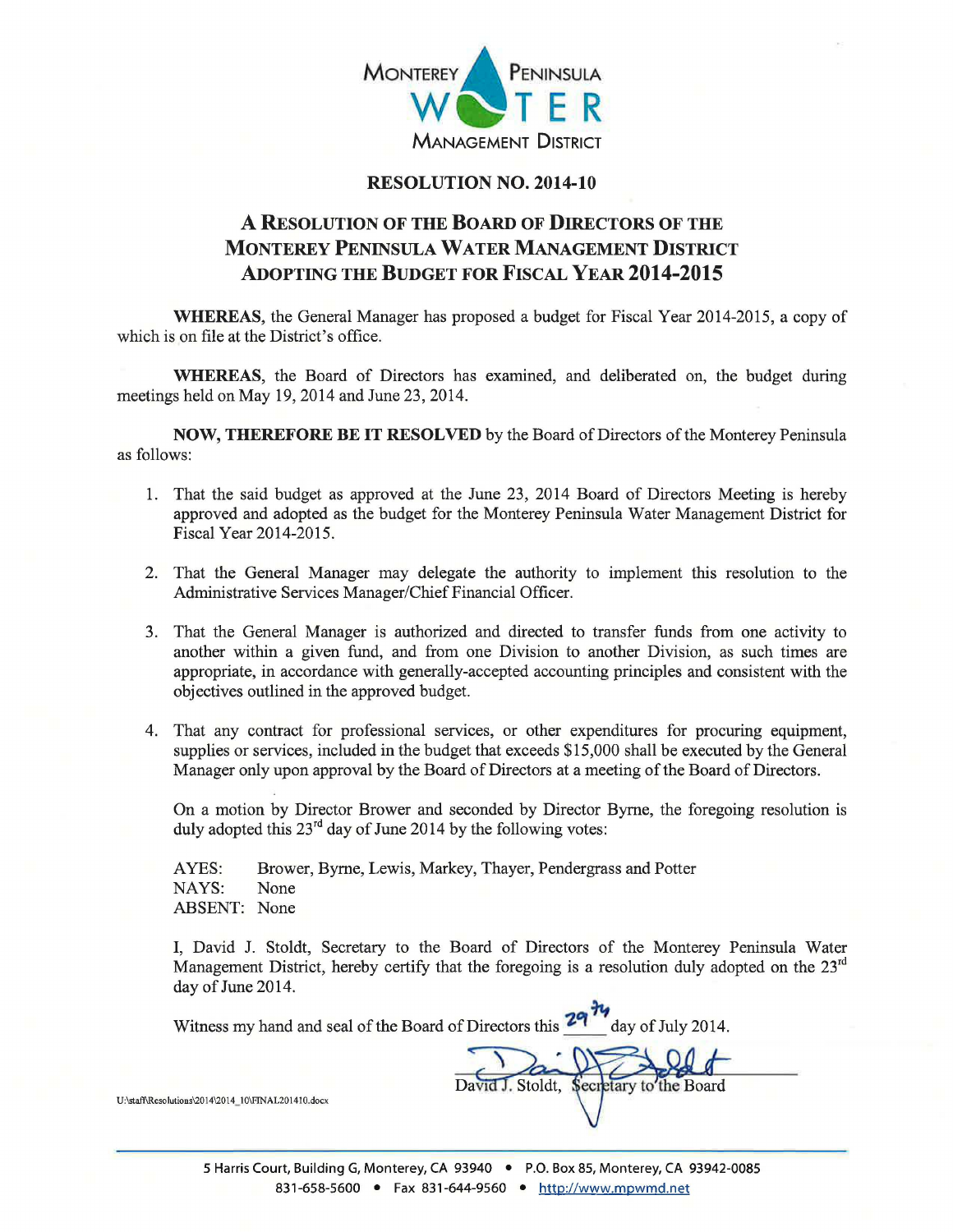MONTEREY PENINSULA WATER MANAGEMENT DISTRICT

# RESOLUTION NO. 2014-10

## A RESOLUTION OF THE BOARD OF DIRECTORS OF THE MONTEREY PENINSULA WATER MANAGEMENT DISTRICT ADOPTING THE BUDGET FOR FISCAL YEAR 2014-2015

**WHEREAS**, the General Manager has proposed a budget for Fiscal Year 2014-2015, a copy of which is on file at the District's office.

**WHEREAS**, the Board of Directors has examined, and deliberated on, the budget during meetings held on May 19, 2014 and June 23, 2014.

**NOW, THEREFORE BE IT RESOLVED** by the Board of Directors of the Monterey Peninsula as follows:

1. That the said budget as approved at the June 23, 2014 Board of Directors Meeting is hereby approved and adopted as the budget for the Monterey Peninsula Water Management District for Fiscal Year 2014-2015.

2. That the General Manager may delegate the authority to implement this resolution to the Administrative Services Manager/Chief Financial Officer.

3. That the General Manager is authorized and directed to transfer funds from one activity to another within a given fund, and from one Division to another Division, as such times are appropriate, in accordance with generally-accepted accounting principles and consistent with the objectives outlined in the approved budget.

4. That any contract for professional services, or other expenditures for procuring equipment, supplies or services, included in the budget that exceeds $15,000 shall be executed by the General Manager only upon approval by the Board of Directors at a meeting of the Board of Directors.

On a motion by Director Brower and seconded by Director Byrne, the foregoing resolution is duly adopted this 23rd day of June 2014 by the following votes:

AYES: Brower, Byrne, Lewis, Markey, Thayer, Pendergrass and Potter
NAYS: None
ABSENT: None

I, David J. Stoldt, Secretary to the Board of Directors of the Monterey Peninsula Water Management District, hereby certify that the foregoing is a resolution duly adopted on the 23rd day of June 2014.

Witness my hand and seal of the Board of Directors this 29th day of July 2014.

David J. Stoldt, Secretary to the Board

U:\staff\Resolutions\2014\2014_10\FINAL201410.docx

5 Harris Court, Building G, Monterey, CA 93940 • P.O. Box 85, Monterey, CA 93942-0085
831-658-5600 • Fax 831-644-9560 • http://www.mpwmd.net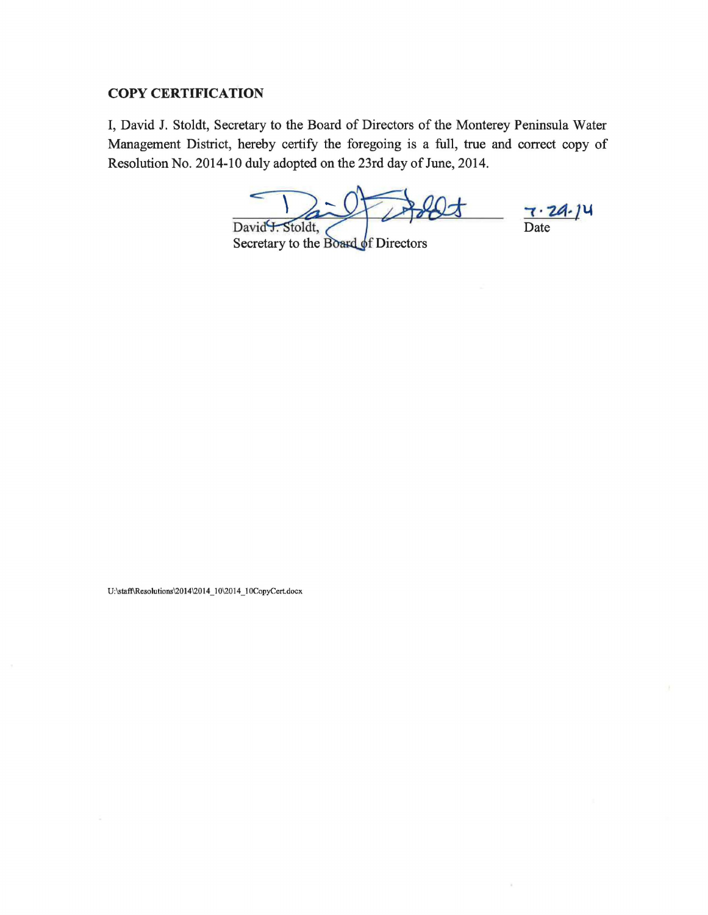**COPY CERTIFICATION**

I, David J. Stoldt, Secretary to the Board of Directors of the Monterey Peninsula Water Management District, hereby certify the foregoing is a full, true and correct copy of Resolution No. 2014-10 duly adopted on the 23rd day of June, 2014.

David J. Stoldt,
Secretary to the Board of Directors

7.24.14
Date

U:\staff\Resolutions\2014\2014_10\2014_10CopyCert.docx